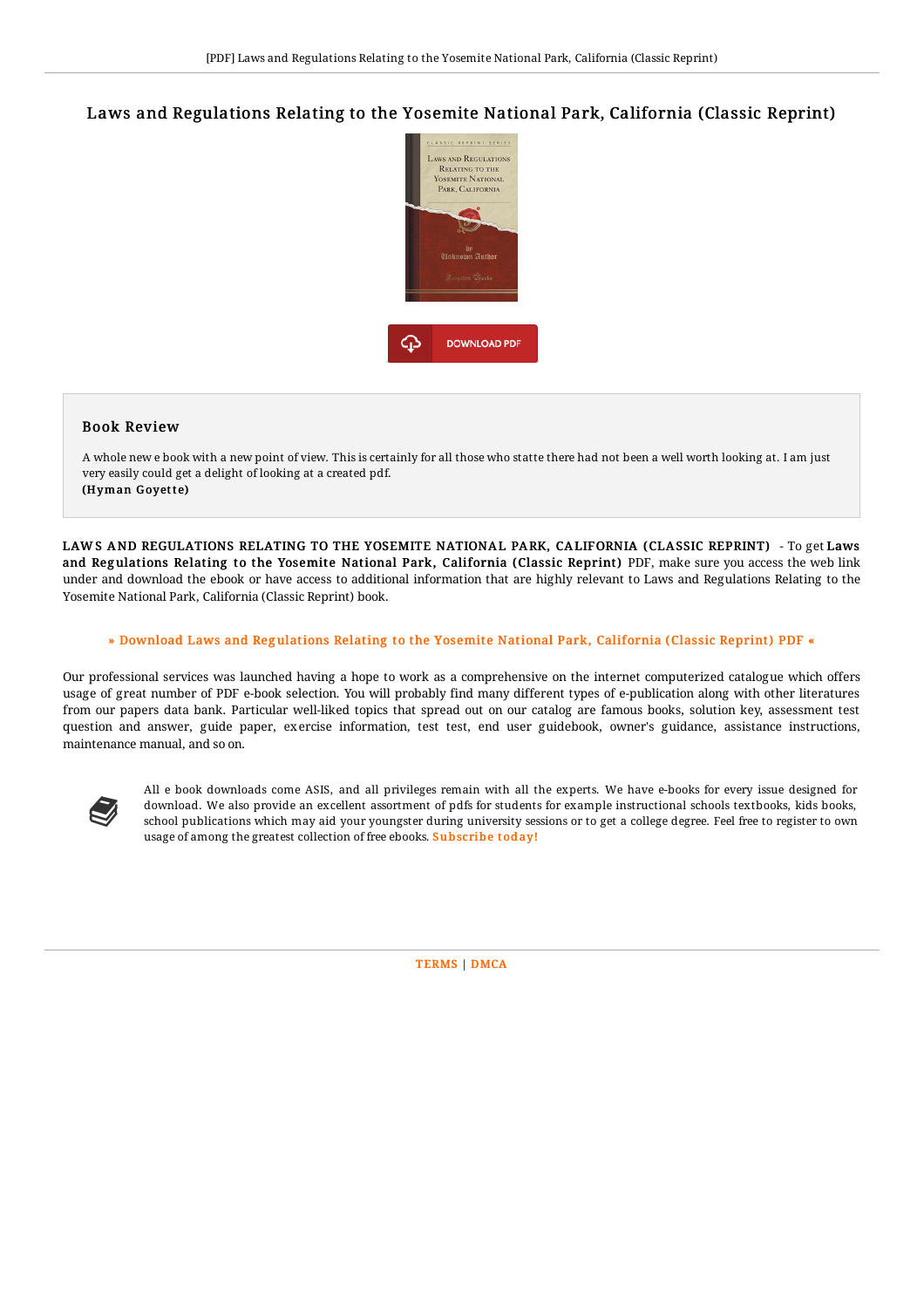# Laws and Regulations Relating to the Yosemite National Park, California (Classic Reprint)

DOWNLOAD PDF

## Book Review

A whole new e book with a new point of view. This is certainly for all those who statte there had not been a well worth looking at. I am just very easily could get a delight of looking at a created pdf.
**(Hyman Goyette)**

LAWS AND REGULATIONS RELATING TO THE YOSEMITE NATIONAL PARK, CALIFORNIA (CLASSIC REPRINT) - To get **Laws and Regulations Relating to the Yosemite National Park, California (Classic Reprint)** PDF, make sure you access the web link under and download the ebook or have access to additional information that are highly relevant to Laws and Regulations Relating to the Yosemite National Park, California (Classic Reprint) book.

» Download Laws and Regulations Relating to the Yosemite National Park, California (Classic Reprint) PDF «

Our professional services was launched having a hope to work as a comprehensive on the internet computerized catalogue which offers usage of great number of PDF e-book selection. You will probably find many different types of e-publication along with other literatures from our papers data bank. Particular well-liked topics that spread out on our catalog are famous books, solution key, assessment test question and answer, guide paper, exercise information, test test, end user guidebook, owner's guidance, assistance instructions, maintenance manual, and so on.

All e book downloads come ASIS, and all privileges remain with all the experts. We have e-books for every issue designed for download. We also provide an excellent assortment of pdfs for students for example instructional schools textbooks, kids books, school publications which may aid your youngster during university sessions or to get a college degree. Feel free to register to own usage of among the greatest collection of free ebooks. Subscribe today!

TERMS | DMCA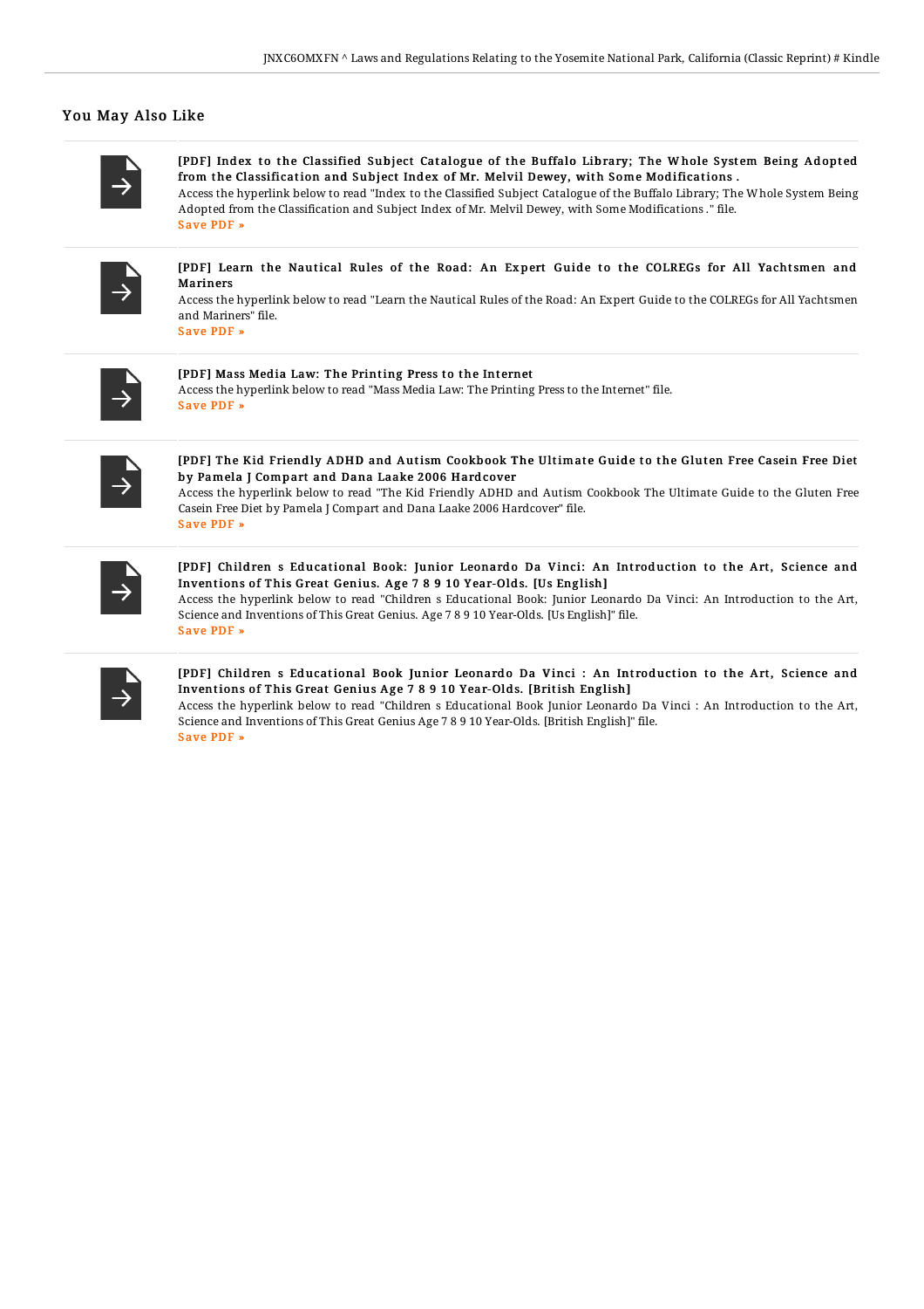## You May Also Like

**[PDF] Index to the Classified Subject Catalogue of the Buffalo Library; The Whole System Being Adopted from the Classification and Subject Index of Mr. Melvil Dewey, with Some Modifications .**
Access the hyperlink below to read "Index to the Classified Subject Catalogue of the Buffalo Library; The Whole System Being Adopted from the Classification and Subject Index of Mr. Melvil Dewey, with Some Modifications ." file.
Save PDF »

**[PDF] Learn the Nautical Rules of the Road: An Expert Guide to the COLREGs for All Yachtsmen and Mariners**
Access the hyperlink below to read "Learn the Nautical Rules of the Road: An Expert Guide to the COLREGs for All Yachtsmen and Mariners" file.
Save PDF »

**[PDF] Mass Media Law: The Printing Press to the Internet**
Access the hyperlink below to read "Mass Media Law: The Printing Press to the Internet" file.
Save PDF »

**[PDF] The Kid Friendly ADHD and Autism Cookbook The Ultimate Guide to the Gluten Free Casein Free Diet by Pamela J Compart and Dana Laake 2006 Hardcover**
Access the hyperlink below to read "The Kid Friendly ADHD and Autism Cookbook The Ultimate Guide to the Gluten Free Casein Free Diet by Pamela J Compart and Dana Laake 2006 Hardcover" file.
Save PDF »

**[PDF] Children s Educational Book: Junior Leonardo Da Vinci: An Introduction to the Art, Science and Inventions of This Great Genius. Age 7 8 9 10 Year-Olds. [Us English]**
Access the hyperlink below to read "Children s Educational Book: Junior Leonardo Da Vinci: An Introduction to the Art, Science and Inventions of This Great Genius. Age 7 8 9 10 Year-Olds. [Us English]" file.
Save PDF »

**[PDF] Children s Educational Book Junior Leonardo Da Vinci : An Introduction to the Art, Science and Inventions of This Great Genius Age 7 8 9 10 Year-Olds. [British English]**
Access the hyperlink below to read "Children s Educational Book Junior Leonardo Da Vinci : An Introduction to the Art, Science and Inventions of This Great Genius Age 7 8 9 10 Year-Olds. [British English]" file.
Save PDF »